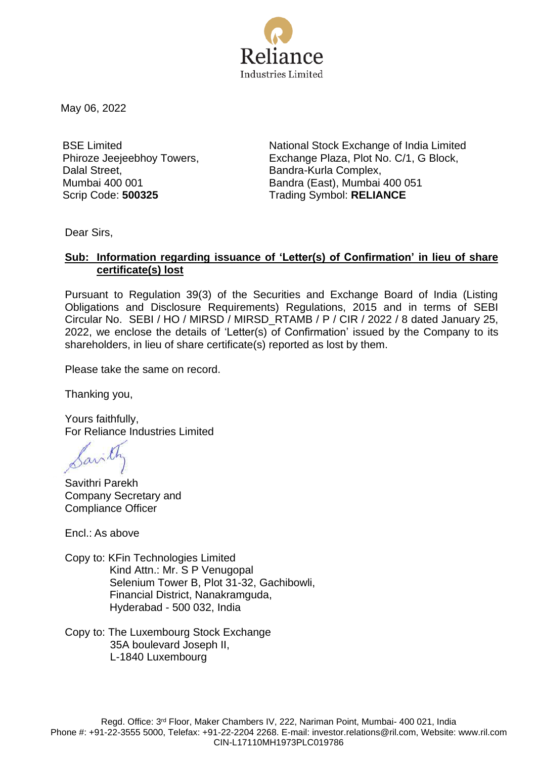Reliance Industries Limited

May 06, 2022

BSE Limited
Phiroze Jeejeebhoy Towers,
Dalal Street,
Mumbai 400 001
Scrip Code: **500325**

National Stock Exchange of India Limited
Exchange Plaza, Plot No. C/1, G Block,
Bandra-Kurla Complex,
Bandra (East), Mumbai 400 051
Trading Symbol: **RELIANCE**

Dear Sirs,

**Sub: Information regarding issuance of 'Letter(s) of Confirmation' in lieu of share certificate(s) lost**

Pursuant to Regulation 39(3) of the Securities and Exchange Board of India (Listing Obligations and Disclosure Requirements) Regulations, 2015 and in terms of SEBI Circular No. SEBI / HO / MIRSD / MIRSD_RTAMB / P / CIR / 2022 / 8 dated January 25, 2022, we enclose the details of 'Letter(s) of Confirmation' issued by the Company to its shareholders, in lieu of share certificate(s) reported as lost by them.

Please take the same on record.

Thanking you,

Yours faithfully,
For Reliance Industries Limited

Savithri Parekh
Company Secretary and
Compliance Officer

Encl.: As above

Copy to: KFin Technologies Limited
Kind Attn.: Mr. S P Venugopal
Selenium Tower B, Plot 31-32, Gachibowli,
Financial District, Nanakramguda,
Hyderabad - 500 032, India

Copy to: The Luxembourg Stock Exchange
35A boulevard Joseph II,
L-1840 Luxembourg

Regd. Office: 3rd Floor, Maker Chambers IV, 222, Nariman Point, Mumbai- 400 021, India
Phone #: +91-22-3555 5000, Telefax: +91-22-2204 2268. E-mail: investor.relations@ril.com, Website: www.ril.com
CIN-L17110MH1973PLC019786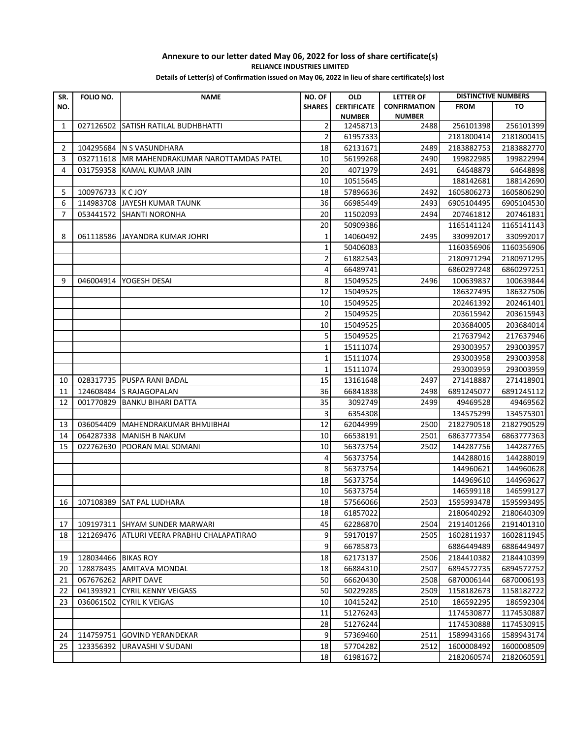**Annexure to our letter dated May 06, 2022 for loss of share certificate(s)**

**RELIANCE INDUSTRIES LIMITED**

**Details of Letter(s) of Confirmation issued on May 06, 2022 in lieu of share certificate(s) lost**

| SR. NO. | FOLIO NO. | NAME | NO. OF SHARES | OLD CERTIFICATE NUMBER | LETTER OF CONFIRMATION NUMBER | DISTINCTIVE NUMBERS | |
|---|---|---|---|---|---|---|---|
| | | | | | | FROM | TO |
| 1 | 027126502 | SATISH RATILAL BUDHBHATTI | 2 | 12458713 | 2488 | 256101398 | 256101399 |
| | | | 2 | 61957333 | | 2181800414 | 2181800415 |
| 2 | 104295684 | N S VASUNDHARA | 18 | 62131671 | 2489 | 2183882753 | 2183882770 |
| 3 | 032711618 | MR MAHENDRAKUMAR NAROTTAMDAS PATEL | 10 | 56199268 | 2490 | 199822985 | 199822994 |
| 4 | 031759358 | KAMAL KUMAR JAIN | 20 | 4071979 | 2491 | 64648879 | 64648898 |
| | | | 10 | 10515645 | | 188142681 | 188142690 |
| 5 | 100976733 | K C JOY | 18 | 57896636 | 2492 | 1605806273 | 1605806290 |
| 6 | 114983708 | JAYESH KUMAR TAUNK | 36 | 66985449 | 2493 | 6905104495 | 6905104530 |
| 7 | 053441572 | SHANTI NORONHA | 20 | 11502093 | 2494 | 207461812 | 207461831 |
| | | | 20 | 50909386 | | 1165141124 | 1165141143 |
| 8 | 061118586 | JAYANDRA KUMAR JOHRI | 1 | 14060492 | 2495 | 330992017 | 330992017 |
| | | | 1 | 50406083 | | 1160356906 | 1160356906 |
| | | | 2 | 61882543 | | 2180971294 | 2180971295 |
| | | | 4 | 66489741 | | 6860297248 | 6860297251 |
| 9 | 046004914 | YOGESH DESAI | 8 | 15049525 | 2496 | 100639837 | 100639844 |
| | | | 12 | 15049525 | | 186327495 | 186327506 |
| | | | 10 | 15049525 | | 202461392 | 202461401 |
| | | | 2 | 15049525 | | 203615942 | 203615943 |
| | | | 10 | 15049525 | | 203684005 | 203684014 |
| | | | 5 | 15049525 | | 217637942 | 217637946 |
| | | | 1 | 15111074 | | 293003957 | 293003957 |
| | | | 1 | 15111074 | | 293003958 | 293003958 |
| | | | 1 | 15111074 | | 293003959 | 293003959 |
| 10 | 028317735 | PUSPA RANI BADAL | 15 | 13161648 | 2497 | 271418887 | 271418901 |
| 11 | 124608484 | S RAJAGOPALAN | 36 | 66841838 | 2498 | 6891245077 | 6891245112 |
| 12 | 001770829 | BANKU BIHARI DATTA | 35 | 3092749 | 2499 | 49469528 | 49469562 |
| | | | 3 | 6354308 | | 134575299 | 134575301 |
| 13 | 036054409 | MAHENDRAKUMAR BHMJIBHAI | 12 | 62044999 | 2500 | 2182790518 | 2182790529 |
| 14 | 064287338 | MANISH B NAKUM | 10 | 66538191 | 2501 | 6863777354 | 6863777363 |
| 15 | 022762630 | POORAN MAL SOMANI | 10 | 56373754 | 2502 | 144287756 | 144287765 |
| | | | 4 | 56373754 | | 144288016 | 144288019 |
| | | | 8 | 56373754 | | 144960621 | 144960628 |
| | | | 18 | 56373754 | | 144969610 | 144969627 |
| | | | 10 | 56373754 | | 146599118 | 146599127 |
| 16 | 107108389 | SAT PAL LUDHARA | 18 | 57566066 | 2503 | 1595993478 | 1595993495 |
| | | | 18 | 61857022 | | 2180640292 | 2180640309 |
| 17 | 109197311 | SHYAM SUNDER MARWARI | 45 | 62286870 | 2504 | 2191401266 | 2191401310 |
| 18 | 121269476 | ATLURI VEERA PRABHU CHALAPATIRAO | 9 | 59170197 | 2505 | 1602811937 | 1602811945 |
| | | | 9 | 66785873 | | 6886449489 | 6886449497 |
| 19 | 128034466 | BIKAS ROY | 18 | 62173137 | 2506 | 2184410382 | 2184410399 |
| 20 | 128878435 | AMITAVA MONDAL | 18 | 66884310 | 2507 | 6894572735 | 6894572752 |
| 21 | 067676262 | ARPIT DAVE | 50 | 66620430 | 2508 | 6870006144 | 6870006193 |
| 22 | 041393921 | CYRIL KENNY VEIGASS | 50 | 50229285 | 2509 | 1158182673 | 1158182722 |
| 23 | 036061502 | CYRIL K VEIGAS | 10 | 10415242 | 2510 | 186592295 | 186592304 |
| | | | 11 | 51276243 | | 1174530877 | 1174530887 |
| | | | 28 | 51276244 | | 1174530888 | 1174530915 |
| 24 | 114759751 | GOVIND YERANDEKAR | 9 | 57369460 | 2511 | 1589943166 | 1589943174 |
| 25 | 123356392 | URAVASHI V SUDANI | 18 | 57704282 | 2512 | 1600008492 | 1600008509 |
| | | | 18 | 61981672 | | 2182060574 | 2182060591 |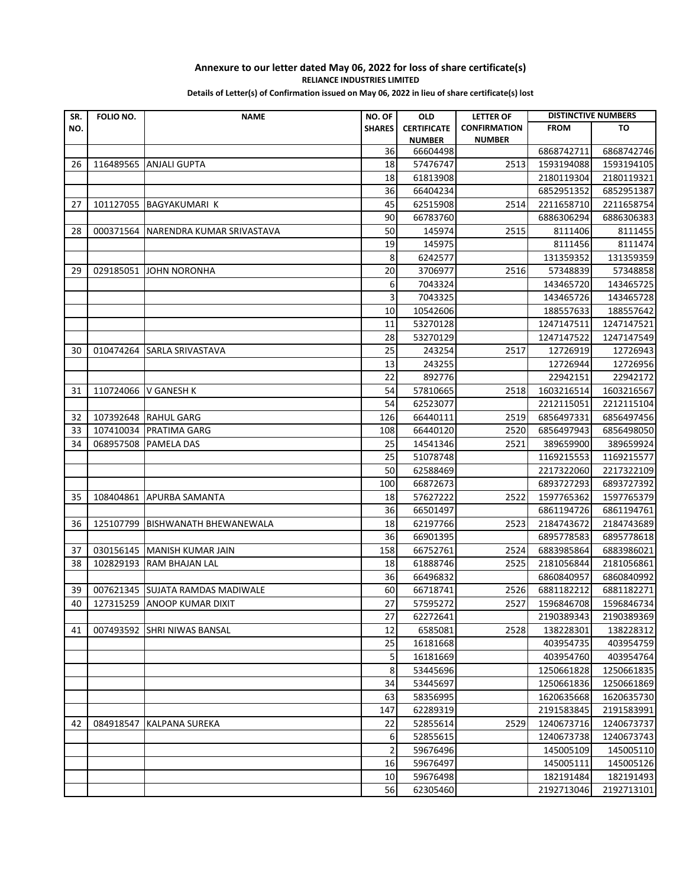**Annexure to our letter dated May 06, 2022 for loss of share certificate(s)**

**RELIANCE INDUSTRIES LIMITED**

**Details of Letter(s) of Confirmation issued on May 06, 2022 in lieu of share certificate(s) lost**

| SR. NO. | FOLIO NO. | NAME | NO. OF SHARES | OLD CERTIFICATE NUMBER | LETTER OF CONFIRMATION NUMBER | DISTINCTIVE NUMBERS | |
|---|---|---|---|---|---|---|---|
| | | | | | | FROM | TO |
| | | | 36 | 66604498 | | 6868742711 | 6868742746 |
| 26 | 116489565 | ANJALI GUPTA | 18 | 57476747 | 2513 | 1593194088 | 1593194105 |
| | | | 18 | 61813908 | | 2180119304 | 2180119321 |
| | | | 36 | 66404234 | | 6852951352 | 6852951387 |
| 27 | 101127055 | BAGYAKUMARI K | 45 | 62515908 | 2514 | 2211658710 | 2211658754 |
| | | | 90 | 66783760 | | 6886306294 | 6886306383 |
| 28 | 000371564 | NARENDRA KUMAR SRIVASTAVA | 50 | 145974 | 2515 | 8111406 | 8111455 |
| | | | 19 | 145975 | | 8111456 | 8111474 |
| | | | 8 | 6242577 | | 131359352 | 131359359 |
| 29 | 029185051 | JOHN NORONHA | 20 | 3706977 | 2516 | 57348839 | 57348858 |
| | | | 6 | 7043324 | | 143465720 | 143465725 |
| | | | 3 | 7043325 | | 143465726 | 143465728 |
| | | | 10 | 10542606 | | 188557633 | 188557642 |
| | | | 11 | 53270128 | | 1247147511 | 1247147521 |
| | | | 28 | 53270129 | | 1247147522 | 1247147549 |
| 30 | 010474264 | SARLA SRIVASTAVA | 25 | 243254 | 2517 | 12726919 | 12726943 |
| | | | 13 | 243255 | | 12726944 | 12726956 |
| | | | 22 | 892776 | | 22942151 | 22942172 |
| 31 | 110724066 | V GANESH K | 54 | 57810665 | 2518 | 1603216514 | 1603216567 |
| | | | 54 | 62523077 | | 2212115051 | 2212115104 |
| 32 | 107392648 | RAHUL GARG | 126 | 66440111 | 2519 | 6856497331 | 6856497456 |
| 33 | 107410034 | PRATIMA GARG | 108 | 66440120 | 2520 | 6856497943 | 6856498050 |
| 34 | 068957508 | PAMELA DAS | 25 | 14541346 | 2521 | 389659900 | 389659924 |
| | | | 25 | 51078748 | | 1169215553 | 1169215577 |
| | | | 50 | 62588469 | | 2217322060 | 2217322109 |
| | | | 100 | 66872673 | | 6893727293 | 6893727392 |
| 35 | 108404861 | APURBA SAMANTA | 18 | 57627222 | 2522 | 1597765362 | 1597765379 |
| | | | 36 | 66501497 | | 6861194726 | 6861194761 |
| 36 | 125107799 | BISHWANATH BHEWANEWALA | 18 | 62197766 | 2523 | 2184743672 | 2184743689 |
| | | | 36 | 66901395 | | 6895778583 | 6895778618 |
| 37 | 030156145 | MANISH KUMAR JAIN | 158 | 66752761 | 2524 | 6883985864 | 6883986021 |
| 38 | 102829193 | RAM BHAJAN LAL | 18 | 61888746 | 2525 | 2181056844 | 2181056861 |
| | | | 36 | 66496832 | | 6860840957 | 6860840992 |
| 39 | 007621345 | SUJATA RAMDAS MADIWALE | 60 | 66718741 | 2526 | 6881182212 | 6881182271 |
| 40 | 127315259 | ANOOP KUMAR DIXIT | 27 | 57595272 | 2527 | 1596846708 | 1596846734 |
| | | | 27 | 62272641 | | 2190389343 | 2190389369 |
| 41 | 007493592 | SHRI NIWAS BANSAL | 12 | 6585081 | 2528 | 138228301 | 138228312 |
| | | | 25 | 16181668 | | 403954735 | 403954759 |
| | | | 5 | 16181669 | | 403954760 | 403954764 |
| | | | 8 | 53445696 | | 1250661828 | 1250661835 |
| | | | 34 | 53445697 | | 1250661836 | 1250661869 |
| | | | 63 | 58356995 | | 1620635668 | 1620635730 |
| | | | 147 | 62289319 | | 2191583845 | 2191583991 |
| 42 | 084918547 | KALPANA SUREKA | 22 | 52855614 | 2529 | 1240673716 | 1240673737 |
| | | | 6 | 52855615 | | 1240673738 | 1240673743 |
| | | | 2 | 59676496 | | 145005109 | 145005110 |
| | | | 16 | 59676497 | | 145005111 | 145005126 |
| | | | 10 | 59676498 | | 182191484 | 182191493 |
| | | | 56 | 62305460 | | 2192713046 | 2192713101 |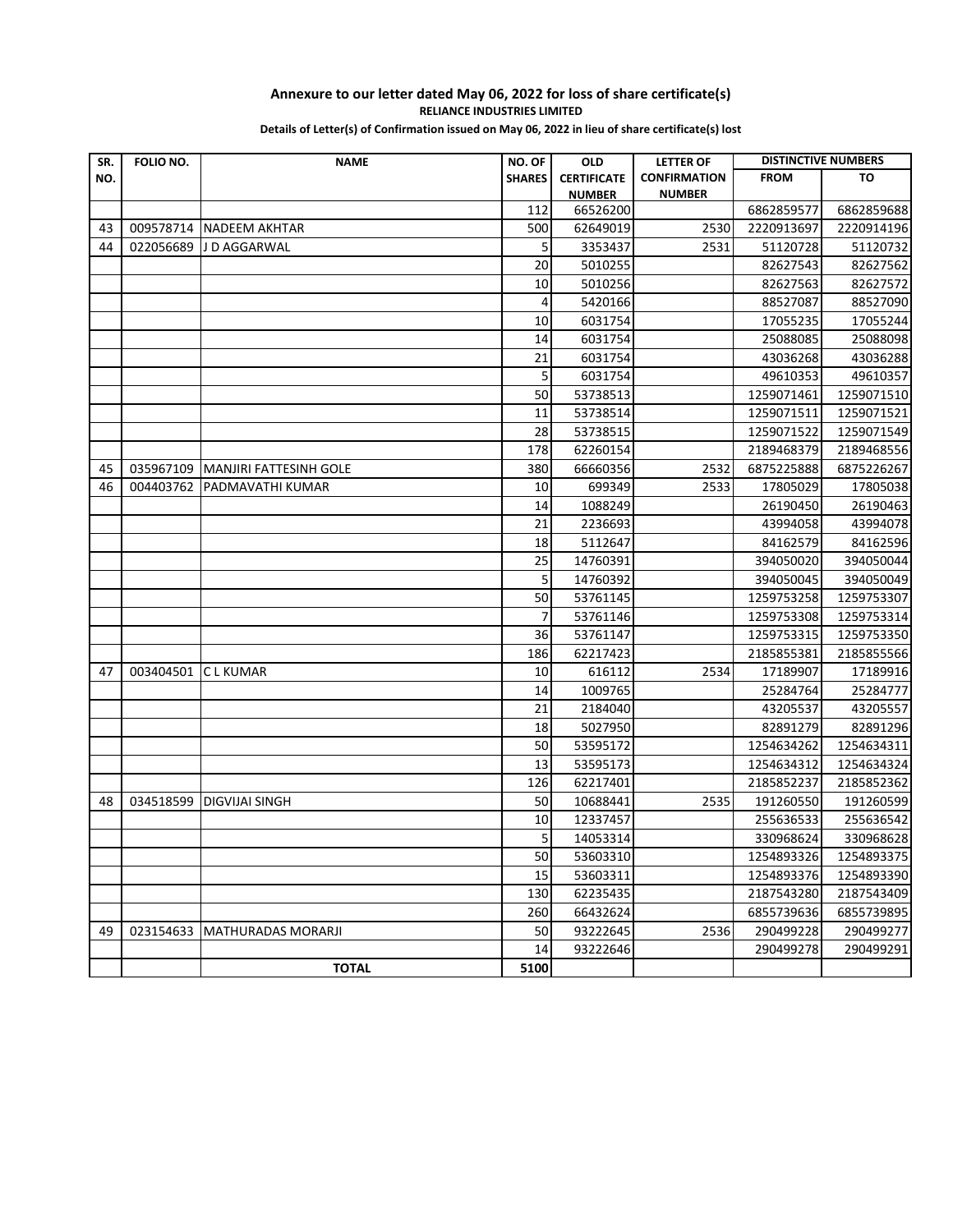**Annexure to our letter dated May 06, 2022 for loss of share certificate(s)**

**RELIANCE INDUSTRIES LIMITED**

**Details of Letter(s) of Confirmation issued on May 06, 2022 in lieu of share certificate(s) lost**

| SR. NO. | FOLIO NO. | NAME | NO. OF SHARES | OLD CERTIFICATE NUMBER | LETTER OF CONFIRMATION NUMBER | DISTINCTIVE NUMBERS | |
|---|---|---|---|---|---|---|---|
| | | | | | | FROM | TO |
| | | | 112 | 66526200 | | 6862859577 | 6862859688 |
| 43 | 009578714 | NADEEM AKHTAR | 500 | 62649019 | 2530 | 2220913697 | 2220914196 |
| 44 | 022056689 | J D AGGARWAL | 5 | 3353437 | 2531 | 51120728 | 51120732 |
| | | | 20 | 5010255 | | 82627543 | 82627562 |
| | | | 10 | 5010256 | | 82627563 | 82627572 |
| | | | 4 | 5420166 | | 88527087 | 88527090 |
| | | | 10 | 6031754 | | 17055235 | 17055244 |
| | | | 14 | 6031754 | | 25088085 | 25088098 |
| | | | 21 | 6031754 | | 43036268 | 43036288 |
| | | | 5 | 6031754 | | 49610353 | 49610357 |
| | | | 50 | 53738513 | | 1259071461 | 1259071510 |
| | | | 11 | 53738514 | | 1259071511 | 1259071521 |
| | | | 28 | 53738515 | | 1259071522 | 1259071549 |
| | | | 178 | 62260154 | | 2189468379 | 2189468556 |
| 45 | 035967109 | MANJIRI FATTESINH GOLE | 380 | 66660356 | 2532 | 6875225888 | 6875226267 |
| 46 | 004403762 | PADMAVATHI KUMAR | 10 | 699349 | 2533 | 17805029 | 17805038 |
| | | | 14 | 1088249 | | 26190450 | 26190463 |
| | | | 21 | 2236693 | | 43994058 | 43994078 |
| | | | 18 | 5112647 | | 84162579 | 84162596 |
| | | | 25 | 14760391 | | 394050020 | 394050044 |
| | | | 5 | 14760392 | | 394050045 | 394050049 |
| | | | 50 | 53761145 | | 1259753258 | 1259753307 |
| | | | 7 | 53761146 | | 1259753308 | 1259753314 |
| | | | 36 | 53761147 | | 1259753315 | 1259753350 |
| | | | 186 | 62217423 | | 2185855381 | 2185855566 |
| 47 | 003404501 | C L KUMAR | 10 | 616112 | 2534 | 17189907 | 17189916 |
| | | | 14 | 1009765 | | 25284764 | 25284777 |
| | | | 21 | 2184040 | | 43205537 | 43205557 |
| | | | 18 | 5027950 | | 82891279 | 82891296 |
| | | | 50 | 53595172 | | 1254634262 | 1254634311 |
| | | | 13 | 53595173 | | 1254634312 | 1254634324 |
| | | | 126 | 62217401 | | 2185852237 | 2185852362 |
| 48 | 034518599 | DIGVIJAI SINGH | 50 | 10688441 | 2535 | 191260550 | 191260599 |
| | | | 10 | 12337457 | | 255636533 | 255636542 |
| | | | 5 | 14053314 | | 330968624 | 330968628 |
| | | | 50 | 53603310 | | 1254893326 | 1254893375 |
| | | | 15 | 53603311 | | 1254893376 | 1254893390 |
| | | | 130 | 62235435 | | 2187543280 | 2187543409 |
| | | | 260 | 66432624 | | 6855739636 | 6855739895 |
| 49 | 023154633 | MATHURADAS MORARJI | 50 | 93222645 | 2536 | 290499228 | 290499277 |
| | | | 14 | 93222646 | | 290499278 | 290499291 |
| | | **TOTAL** | **5100** | | | | |